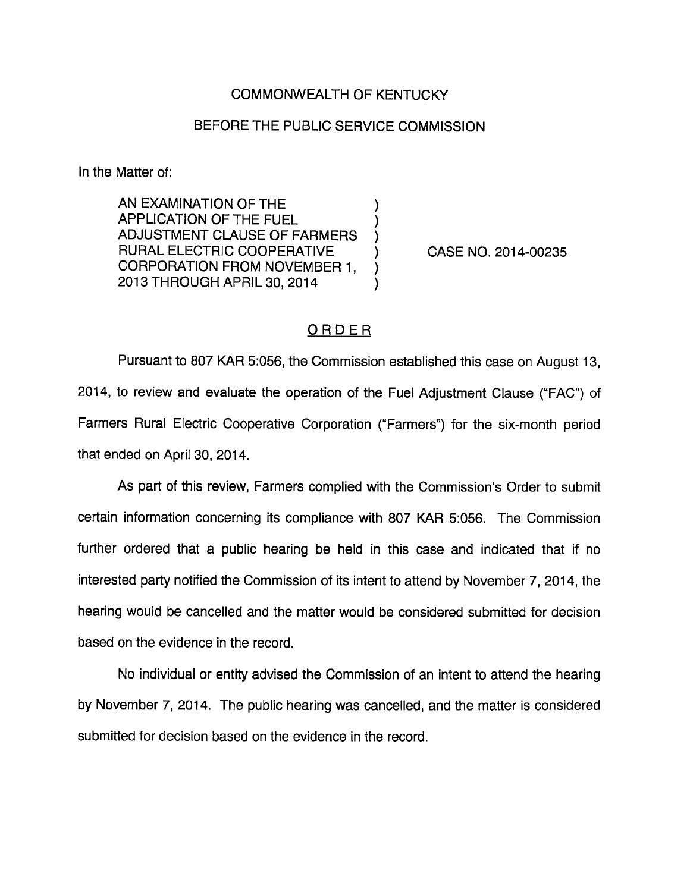COMMONWEALTH OF KENTUCKY

BEFORE THE PUBLIC SERVICE COMMISSION

In the Matter of:

AN EXAMINATION OF THE APPLICATION OF THE FUEL ADJUSTMENT CLAUSE OF FARMERS RURAL ELECTRIC COOPERATIVE CORPORATION FROM NOVEMBER 1, 2013 THROUGH APRIL 30, 2014 )

CASE NO. 2014-00235

## ORDER

Pursuant to 807 KAR 5:056, the Commission established this case on August 13, 2014, to review and evaluate the operation of the Fuel Adjustment Clause ("FAC") of Farmers Rural Electric Cooperative Corporation ("Farmers") for the six-month period that ended on April 30, 2014.

As part of this review, Farmers complied with the Commission's Order to submit certain information concerning its compliance with 807 KAR 5:056. The Commission further ordered that a public hearing be held in this case and indicated that if no interested party notified the Commission of its intent to attend by November 7, 2014, the hearing would be cancelled and the matter would be considered submitted for decision based on the evidence in the record.

No individual or entity advised the Commission of an intent to attend the hearing by November 7, 2014. The public hearing was cancelled, and the matter is considered submitted for decision based on the evidence in the record.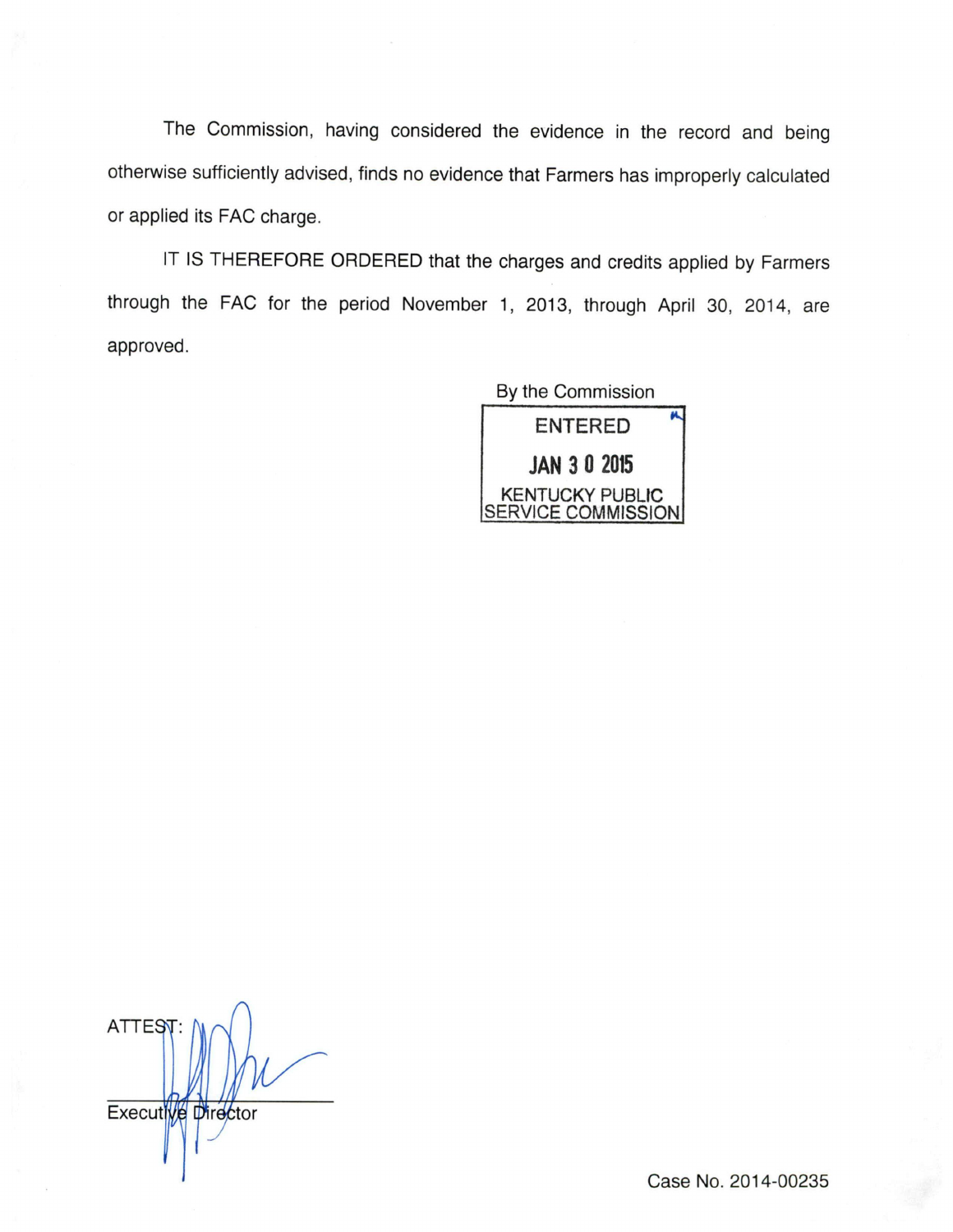The Commission, having considered the evidence in the record and being otherwise sufficiently advised, finds no evidence that Farmers has improperly calculated or applied its FAC charge.

IT IS THEREFORE ORDERED that the charges and credits applied by Farmers through the FAC for the period November 1, 2013, through April 30, 2014, are approved.

By the Commission

ENTERED

JAN 30 2015

KENTUCKY PUBLIC SERVICE COMMISSION

ATTEST:

Executive Director

Case No. 2014-00235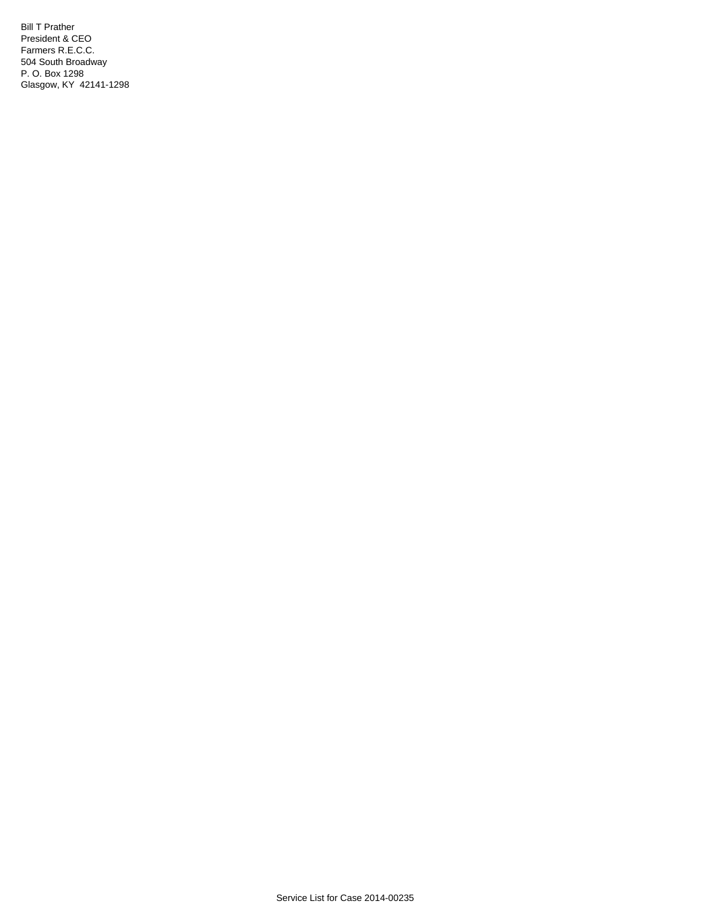Bill T Prather
President & CEO
Farmers R.E.C.C.
504 South Broadway
P. O. Box 1298
Glasgow, KY  42141-1298